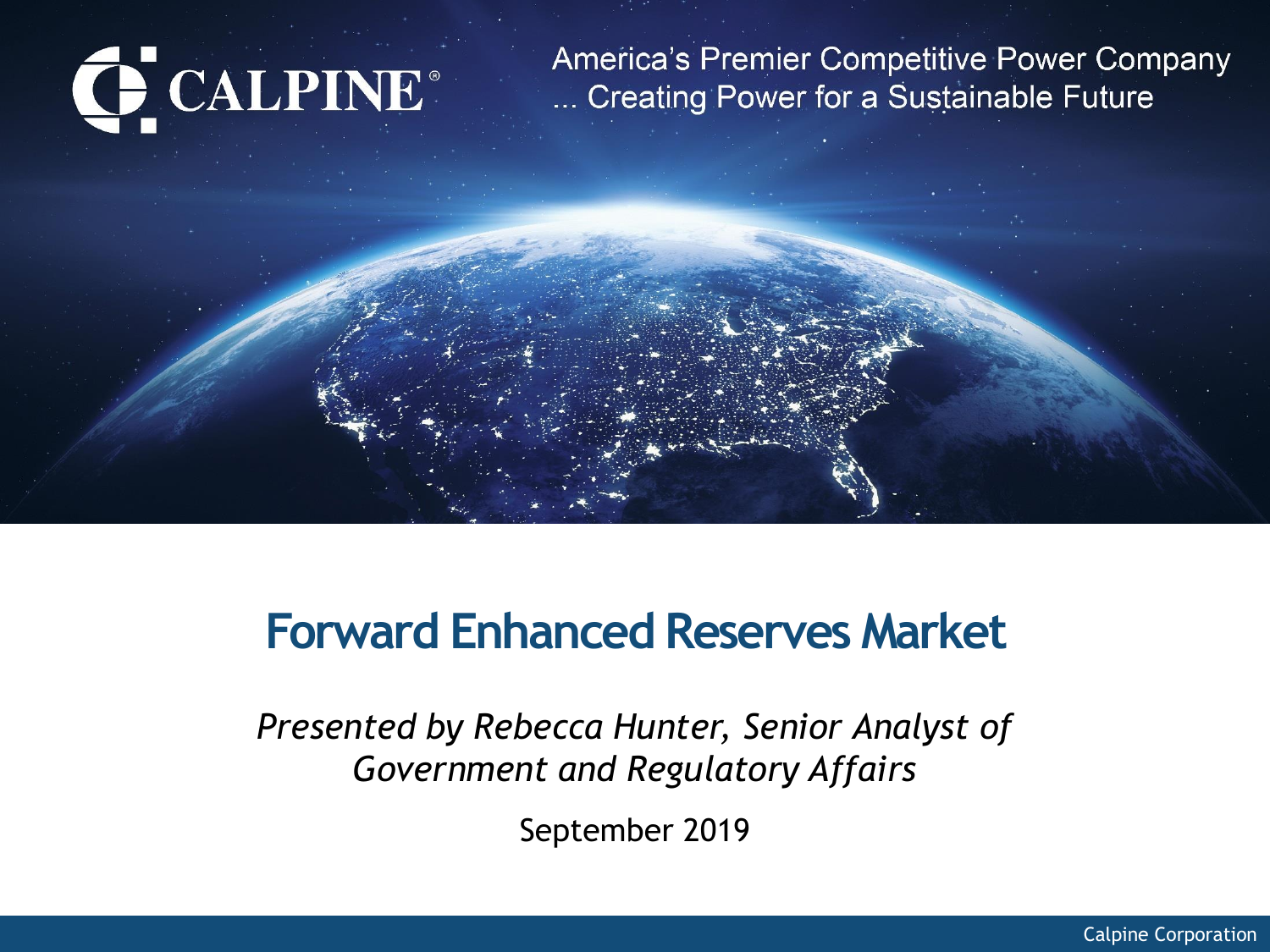CALPINE®

America's Premier Competitive Power Company
... Creating Power for a Sustainable Future

# Forward Enhanced Reserves Market

*Presented by Rebecca Hunter, Senior Analyst of Government and Regulatory Affairs*

September 2019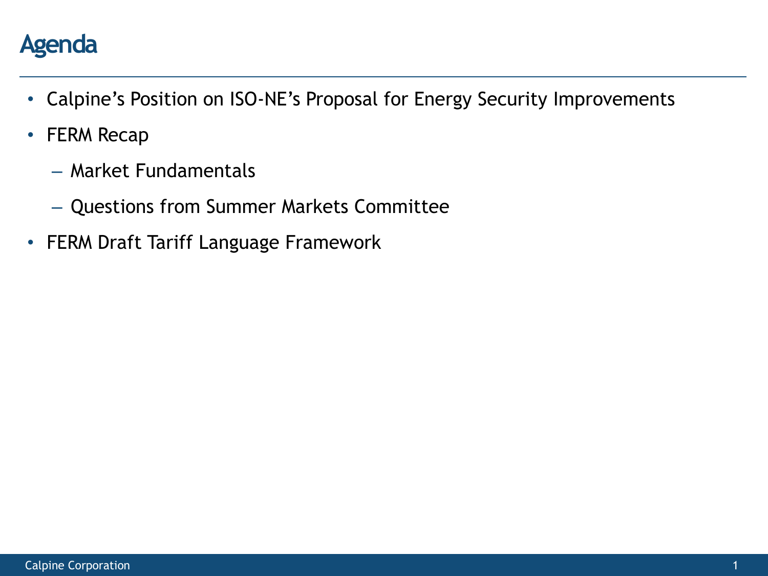# Agenda

- Calpine's Position on ISO-NE's Proposal for Energy Security Improvements
- FERM Recap
  - Market Fundamentals
  - Questions from Summer Markets Committee
- FERM Draft Tariff Language Framework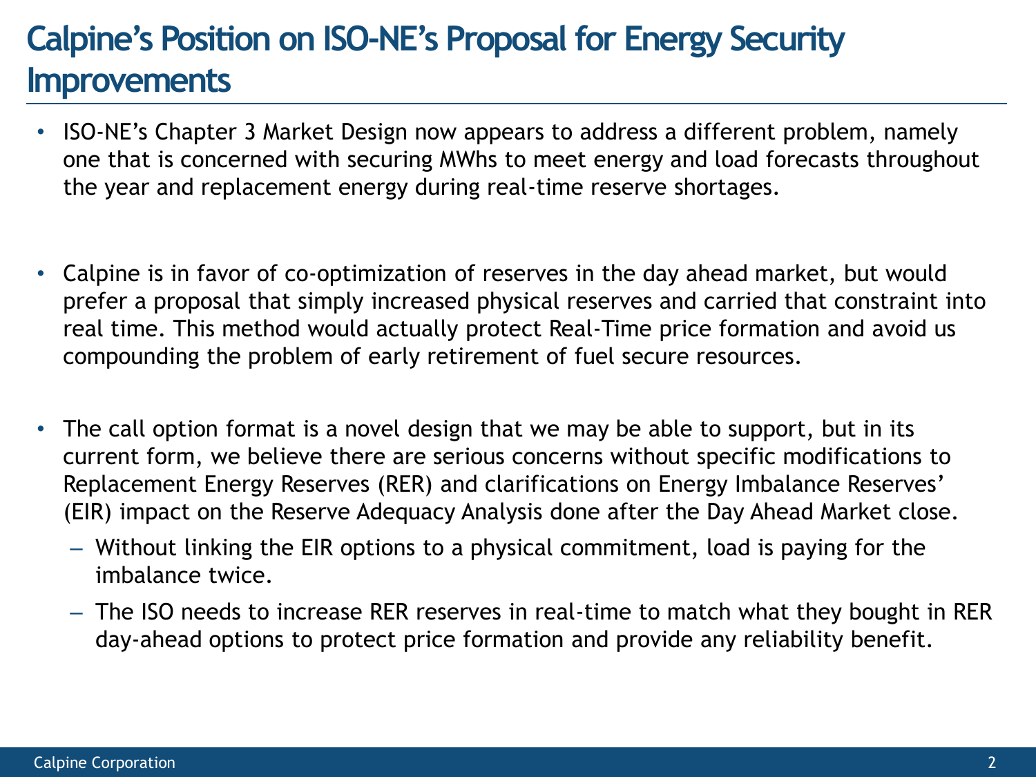# Calpine's Position on ISO-NE's Proposal for Energy Security Improvements

- ISO-NE's Chapter 3 Market Design now appears to address a different problem, namely one that is concerned with securing MWhs to meet energy and load forecasts throughout the year and replacement energy during real-time reserve shortages.

- Calpine is in favor of co-optimization of reserves in the day ahead market, but would prefer a proposal that simply increased physical reserves and carried that constraint into real time. This method would actually protect Real-Time price formation and avoid us compounding the problem of early retirement of fuel secure resources.

- The call option format is a novel design that we may be able to support, but in its current form, we believe there are serious concerns without specific modifications to Replacement Energy Reserves (RER) and clarifications on Energy Imbalance Reserves' (EIR) impact on the Reserve Adequacy Analysis done after the Day Ahead Market close.
  - Without linking the EIR options to a physical commitment, load is paying for the imbalance twice.
  - The ISO needs to increase RER reserves in real-time to match what they bought in RER day-ahead options to protect price formation and provide any reliability benefit.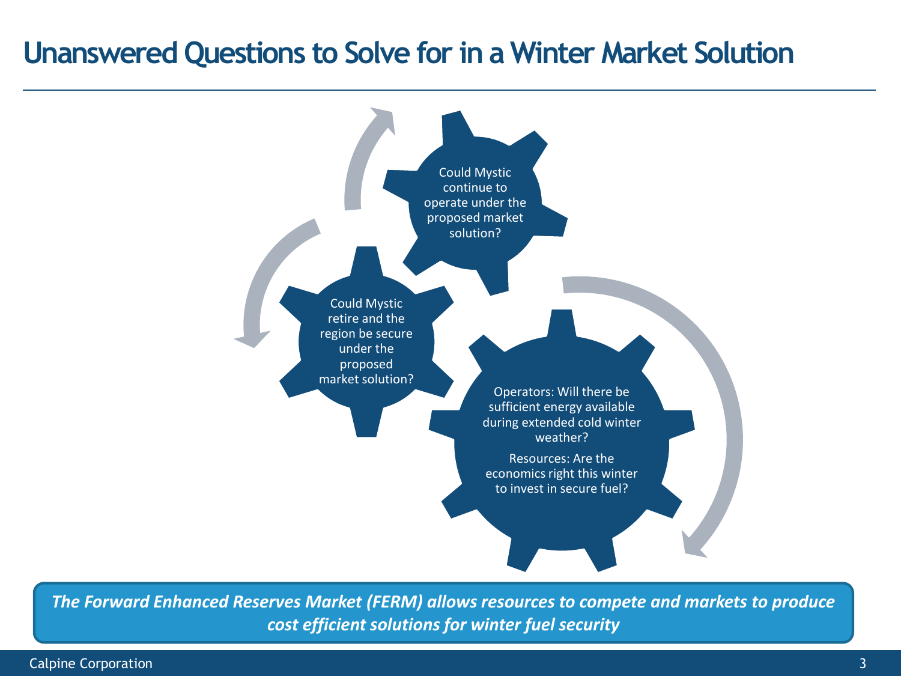# Unanswered Questions to Solve for in a Winter Market Solution

Could Mystic continue to operate under the proposed market solution?

Could Mystic retire and the region be secure under the proposed market solution?

Operators: Will there be sufficient energy available during extended cold winter weather?

Resources: Are the economics right this winter to invest in secure fuel?

***The Forward Enhanced Reserves Market (FERM) allows resources to compete and markets to produce cost efficient solutions for winter fuel security***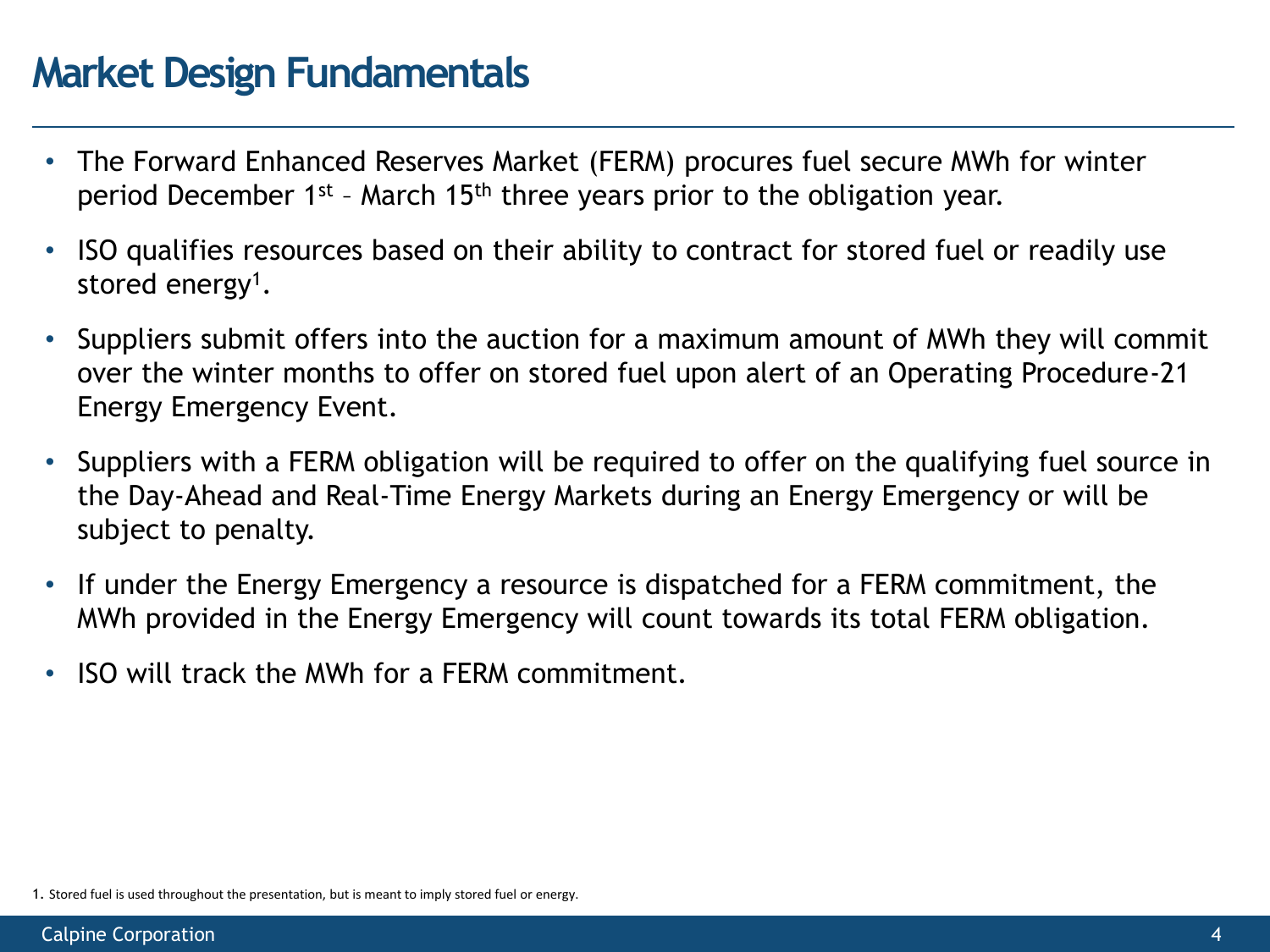# Market Design Fundamentals

- The Forward Enhanced Reserves Market (FERM) procures fuel secure MWh for winter period December 1st – March 15th three years prior to the obligation year.
- ISO qualifies resources based on their ability to contract for stored fuel or readily use stored energy[1].
- Suppliers submit offers into the auction for a maximum amount of MWh they will commit over the winter months to offer on stored fuel upon alert of an Operating Procedure-21 Energy Emergency Event.
- Suppliers with a FERM obligation will be required to offer on the qualifying fuel source in the Day-Ahead and Real-Time Energy Markets during an Energy Emergency or will be subject to penalty.
- If under the Energy Emergency a resource is dispatched for a FERM commitment, the MWh provided in the Energy Emergency will count towards its total FERM obligation.
- ISO will track the MWh for a FERM commitment.

1. Stored fuel is used throughout the presentation, but is meant to imply stored fuel or energy.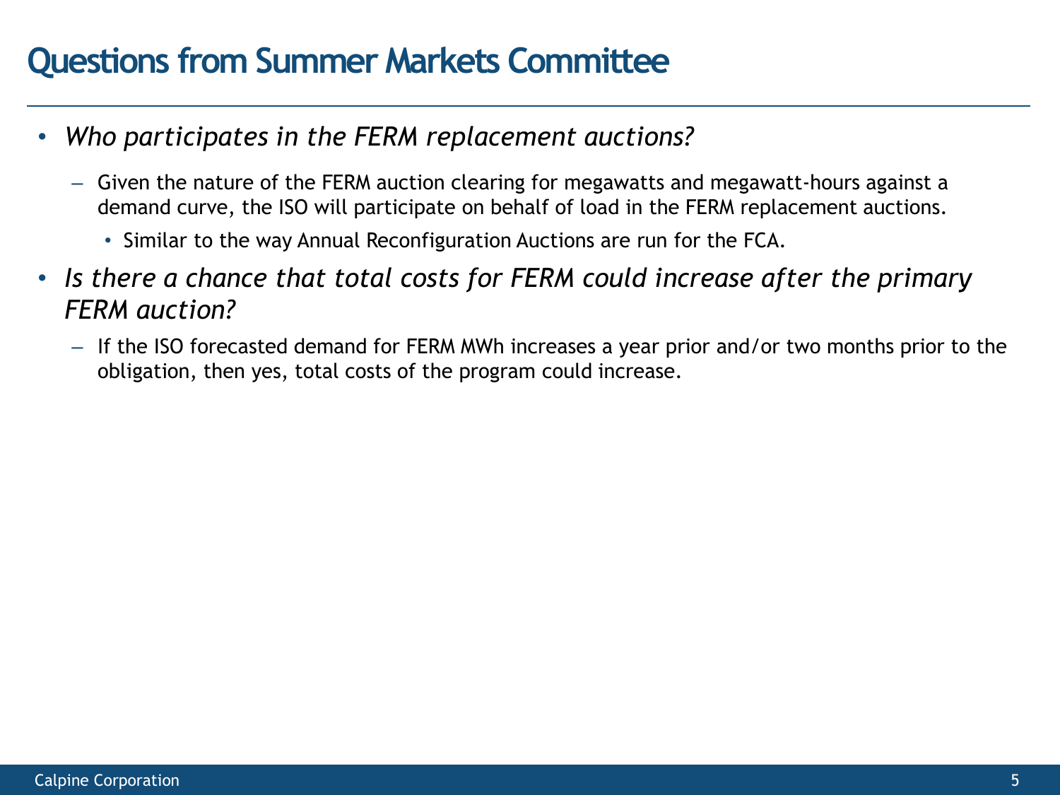# Questions from Summer Markets Committee

- *Who participates in the FERM replacement auctions?*
  - Given the nature of the FERM auction clearing for megawatts and megawatt-hours against a demand curve, the ISO will participate on behalf of load in the FERM replacement auctions.
    - Similar to the way Annual Reconfiguration Auctions are run for the FCA.
- *Is there a chance that total costs for FERM could increase after the primary FERM auction?*
  - If the ISO forecasted demand for FERM MWh increases a year prior and/or two months prior to the obligation, then yes, total costs of the program could increase.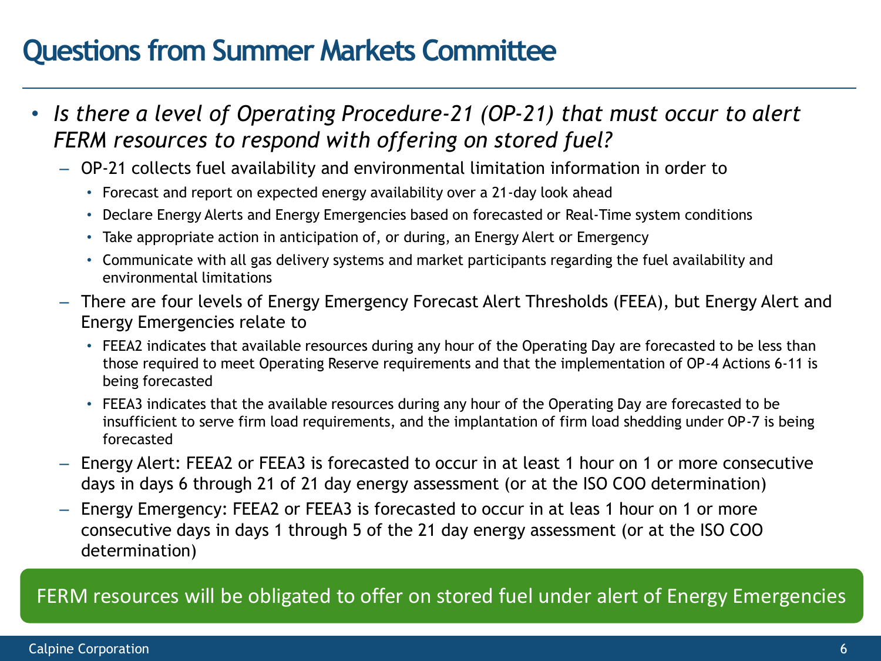# Questions from Summer Markets Committee

- *Is there a level of Operating Procedure-21 (OP-21) that must occur to alert FERM resources to respond with offering on stored fuel?*
  - OP-21 collects fuel availability and environmental limitation information in order to
    - Forecast and report on expected energy availability over a 21-day look ahead
    - Declare Energy Alerts and Energy Emergencies based on forecasted or Real-Time system conditions
    - Take appropriate action in anticipation of, or during, an Energy Alert or Emergency
    - Communicate with all gas delivery systems and market participants regarding the fuel availability and environmental limitations
  - There are four levels of Energy Emergency Forecast Alert Thresholds (FEEA), but Energy Alert and Energy Emergencies relate to
    - FEEA2 indicates that available resources during any hour of the Operating Day are forecasted to be less than those required to meet Operating Reserve requirements and that the implementation of OP-4 Actions 6-11 is being forecasted
    - FEEA3 indicates that the available resources during any hour of the Operating Day are forecasted to be insufficient to serve firm load requirements, and the implantation of firm load shedding under OP-7 is being forecasted
  - Energy Alert: FEEA2 or FEEA3 is forecasted to occur in at least 1 hour on 1 or more consecutive days in days 6 through 21 of 21 day energy assessment (or at the ISO COO determination)
  - Energy Emergency: FEEA2 or FEEA3 is forecasted to occur in at leas 1 hour on 1 or more consecutive days in days 1 through 5 of the 21 day energy assessment (or at the ISO COO determination)

FERM resources will be obligated to offer on stored fuel under alert of Energy Emergencies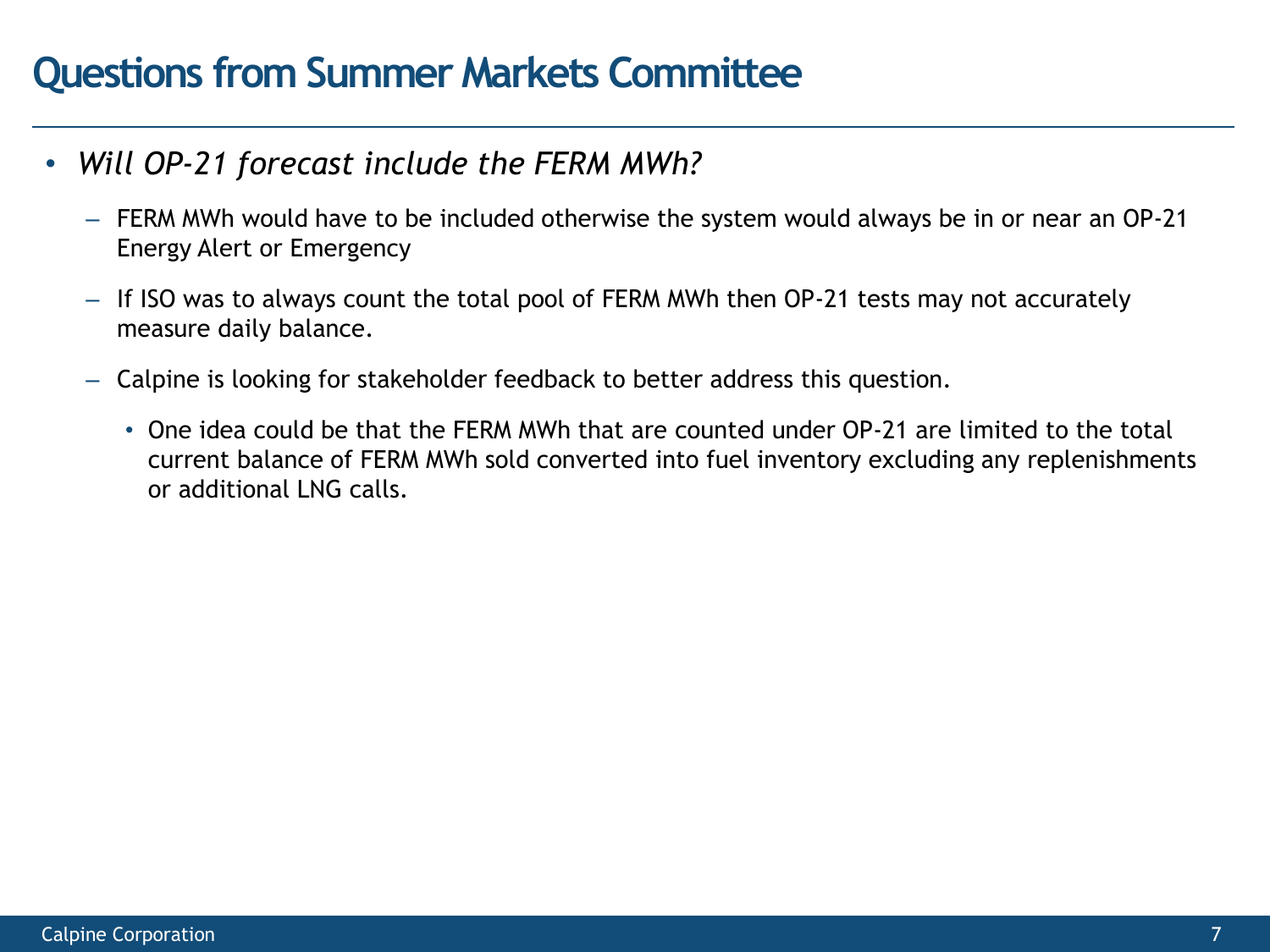# Questions from Summer Markets Committee

- *Will OP-21 forecast include the FERM MWh?*
  - FERM MWh would have to be included otherwise the system would always be in or near an OP-21 Energy Alert or Emergency
  - If ISO was to always count the total pool of FERM MWh then OP-21 tests may not accurately measure daily balance.
  - Calpine is looking for stakeholder feedback to better address this question.
    - One idea could be that the FERM MWh that are counted under OP-21 are limited to the total current balance of FERM MWh sold converted into fuel inventory excluding any replenishments or additional LNG calls.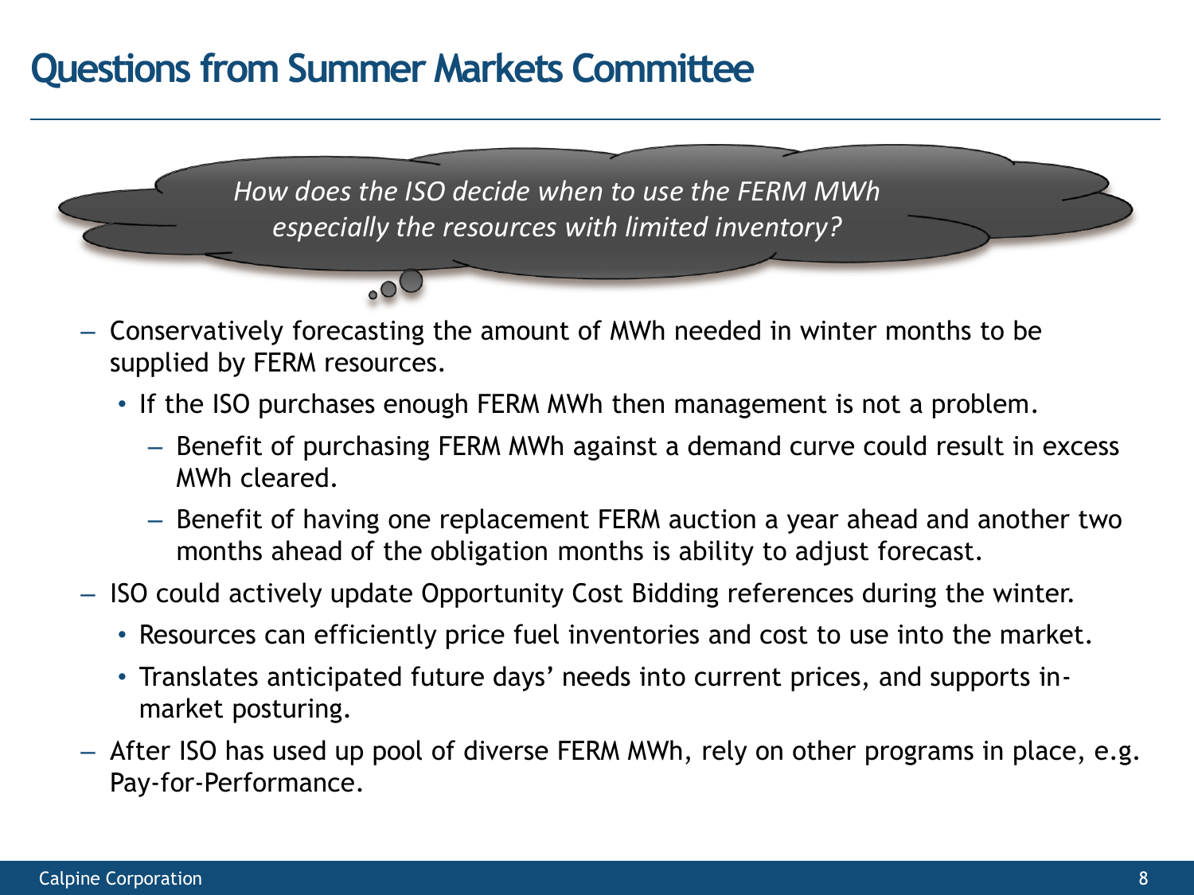# Questions from Summer Markets Committee

*How does the ISO decide when to use the FERM MWh especially the resources with limited inventory?*

- Conservatively forecasting the amount of MWh needed in winter months to be supplied by FERM resources.
  - If the ISO purchases enough FERM MWh then management is not a problem.
    - Benefit of purchasing FERM MWh against a demand curve could result in excess MWh cleared.
    - Benefit of having one replacement FERM auction a year ahead and another two months ahead of the obligation months is ability to adjust forecast.
- ISO could actively update Opportunity Cost Bidding references during the winter.
  - Resources can efficiently price fuel inventories and cost to use into the market.
  - Translates anticipated future days' needs into current prices, and supports in-market posturing.
- After ISO has used up pool of diverse FERM MWh, rely on other programs in place, e.g. Pay-for-Performance.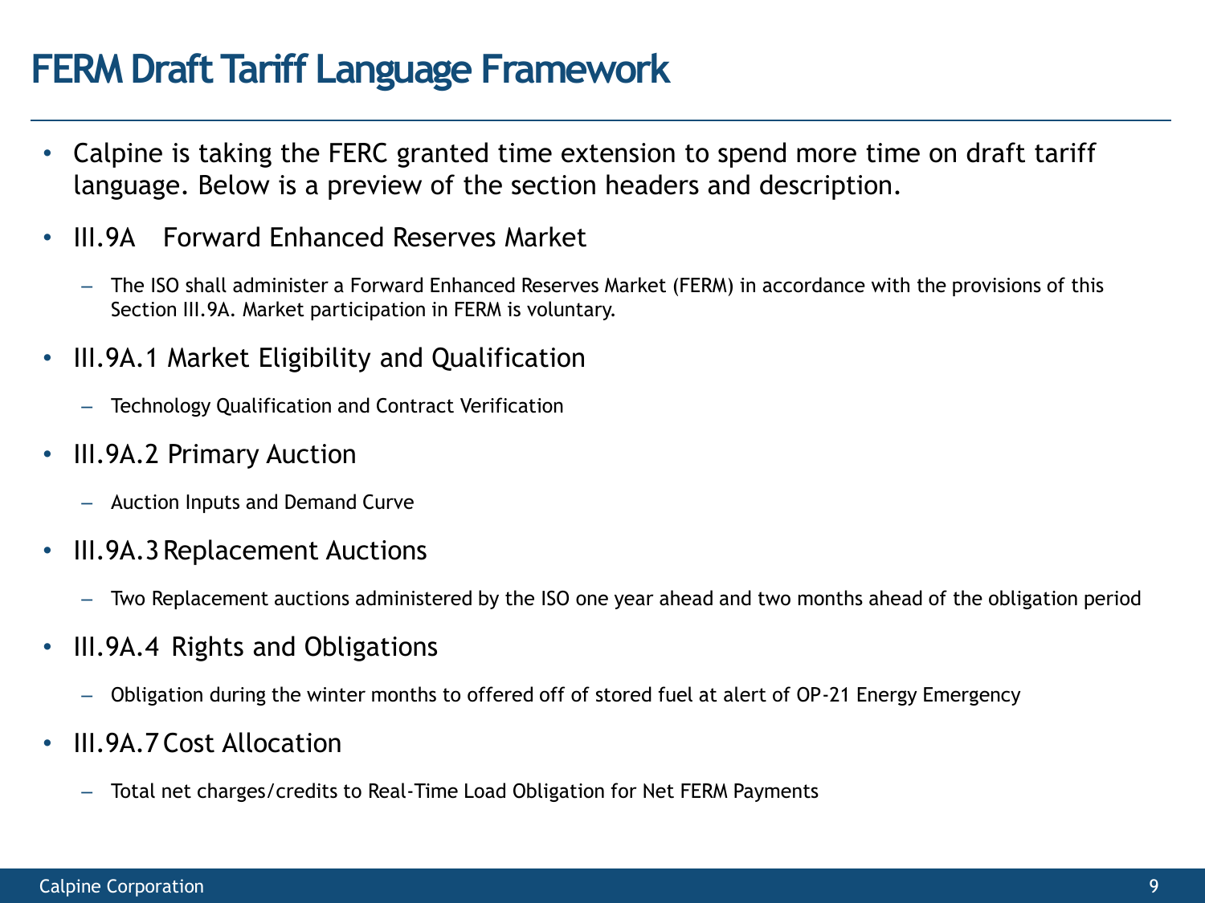# FERM Draft Tariff Language Framework

- Calpine is taking the FERC granted time extension to spend more time on draft tariff language. Below is a preview of the section headers and description.
- III.9A Forward Enhanced Reserves Market
  - The ISO shall administer a Forward Enhanced Reserves Market (FERM) in accordance with the provisions of this Section III.9A. Market participation in FERM is voluntary.
- III.9A.1 Market Eligibility and Qualification
  - Technology Qualification and Contract Verification
- III.9A.2 Primary Auction
  - Auction Inputs and Demand Curve
- III.9A.3 Replacement Auctions
  - Two Replacement auctions administered by the ISO one year ahead and two months ahead of the obligation period
- III.9A.4 Rights and Obligations
  - Obligation during the winter months to offered off of stored fuel at alert of OP-21 Energy Emergency
- III.9A.7 Cost Allocation
  - Total net charges/credits to Real-Time Load Obligation for Net FERM Payments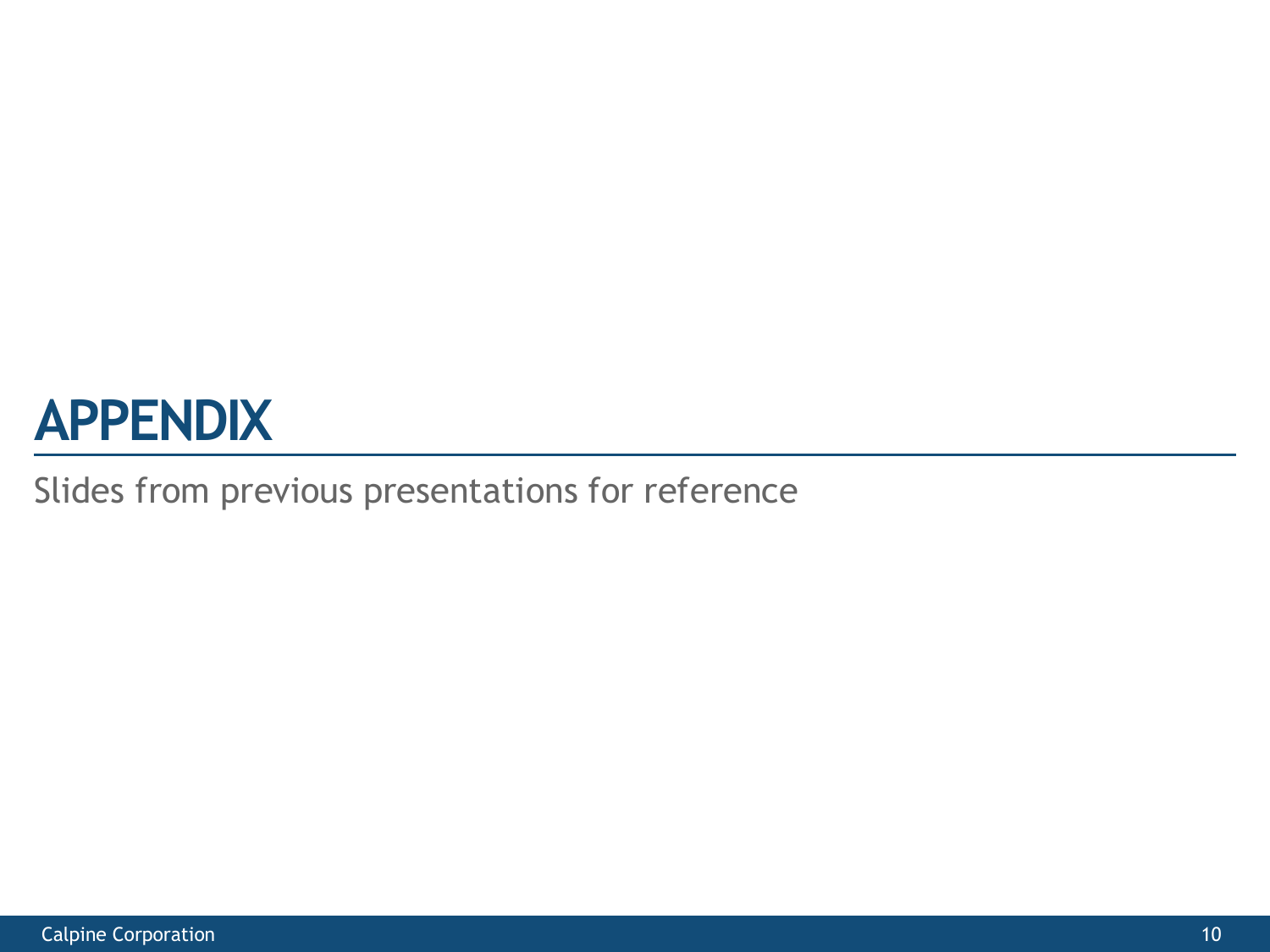# APPENDIX

Slides from previous presentations for reference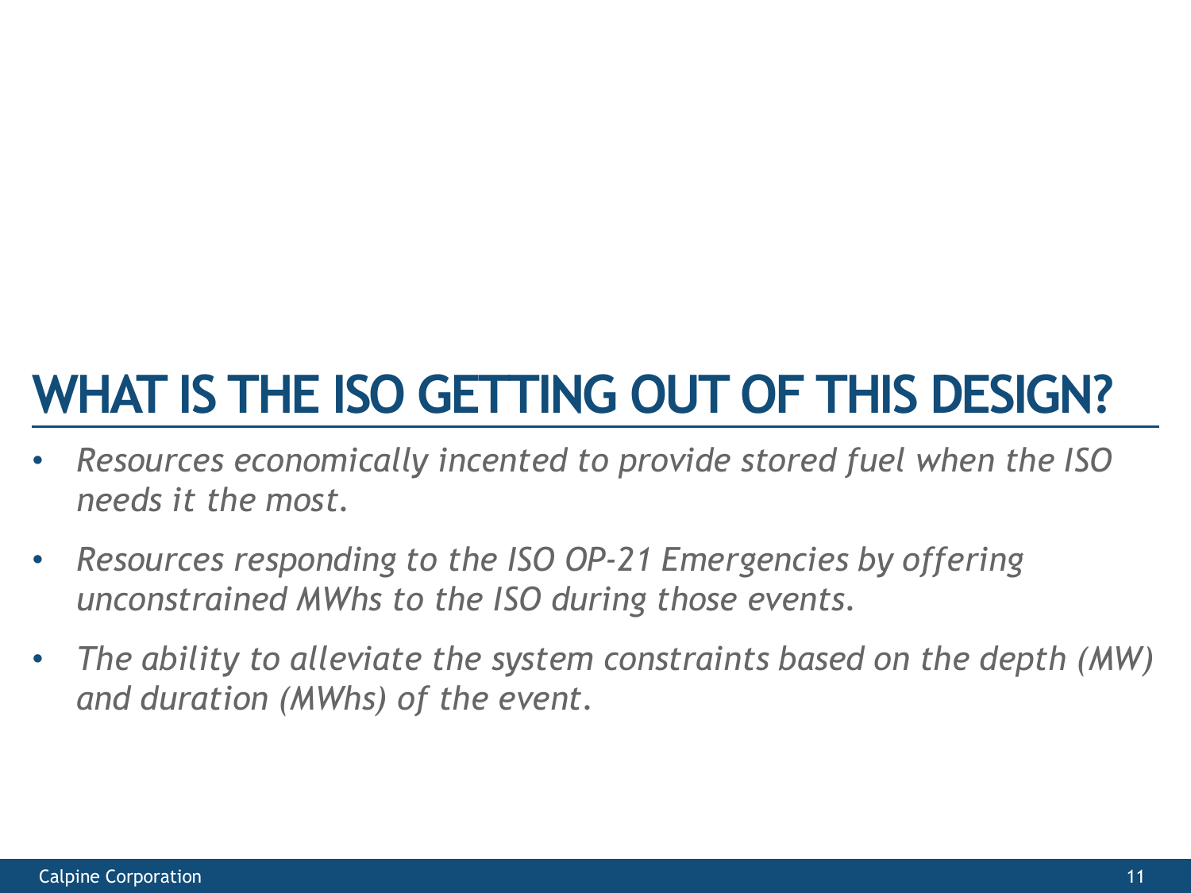# WHAT IS THE ISO GETTING OUT OF THIS DESIGN?

- *Resources economically incented to provide stored fuel when the ISO needs it the most.*
- *Resources responding to the ISO OP-21 Emergencies by offering unconstrained MWhs to the ISO during those events.*
- *The ability to alleviate the system constraints based on the depth (MW) and duration (MWhs) of the event.*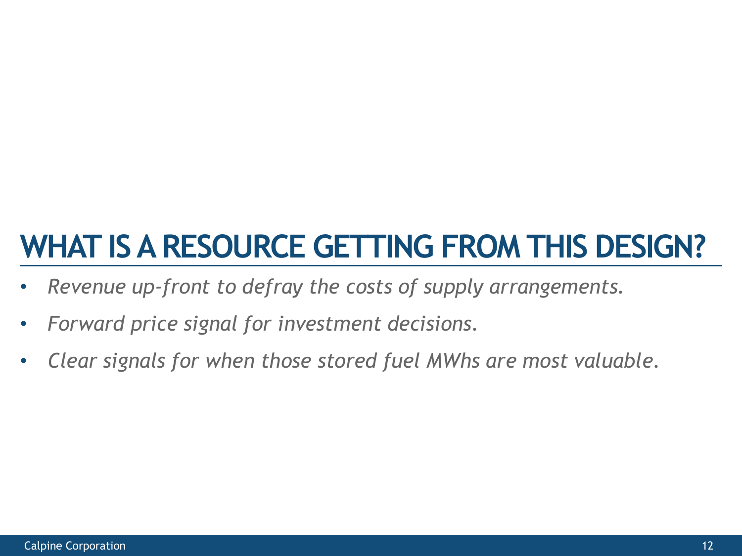# WHAT IS A RESOURCE GETTING FROM THIS DESIGN?

- *Revenue up-front to defray the costs of supply arrangements.*
- *Forward price signal for investment decisions.*
- *Clear signals for when those stored fuel MWhs are most valuable.*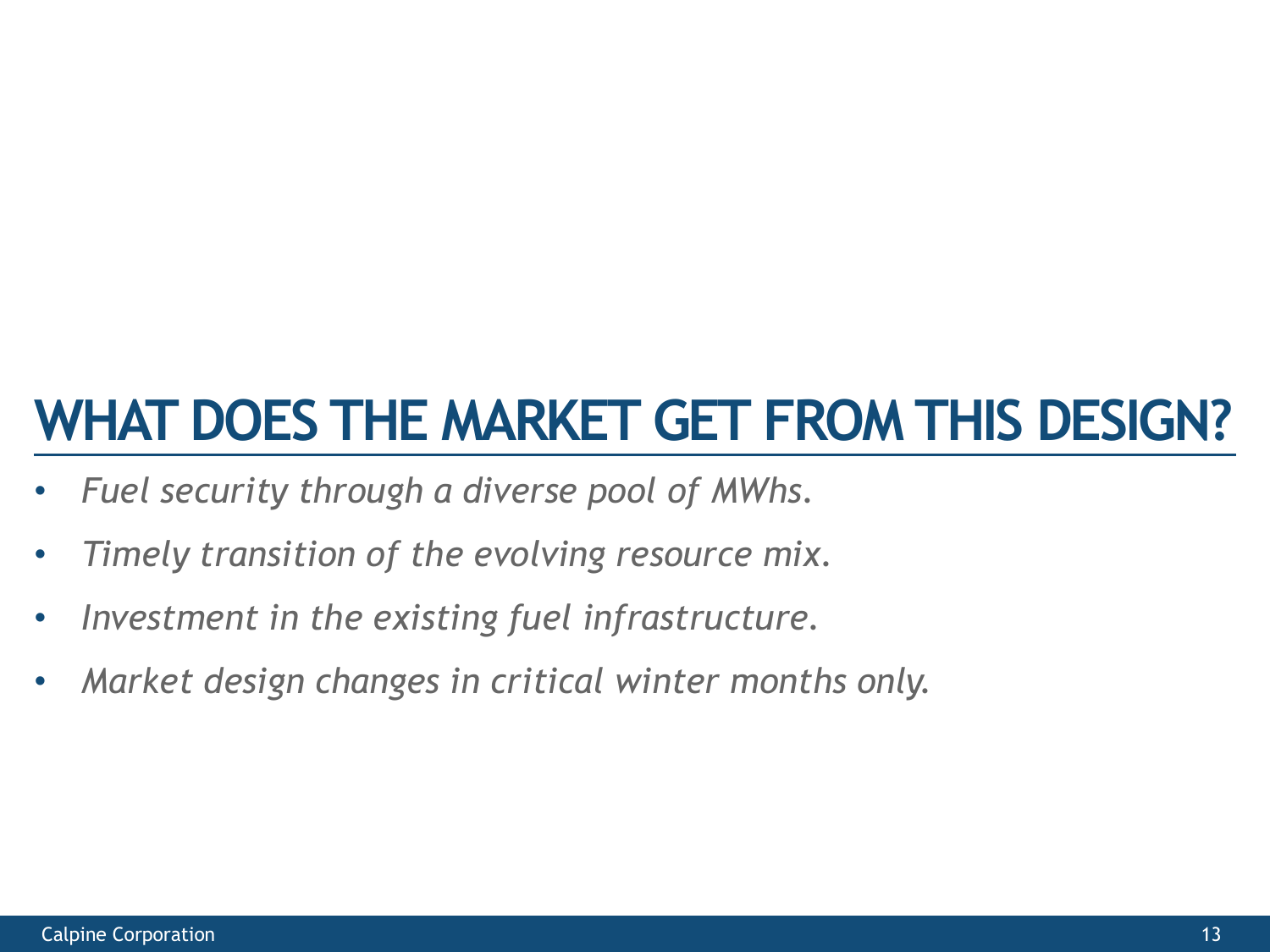# WHAT DOES THE MARKET GET FROM THIS DESIGN?

- *Fuel security through a diverse pool of MWhs.*
- *Timely transition of the evolving resource mix.*
- *Investment in the existing fuel infrastructure.*
- *Market design changes in critical winter months only.*